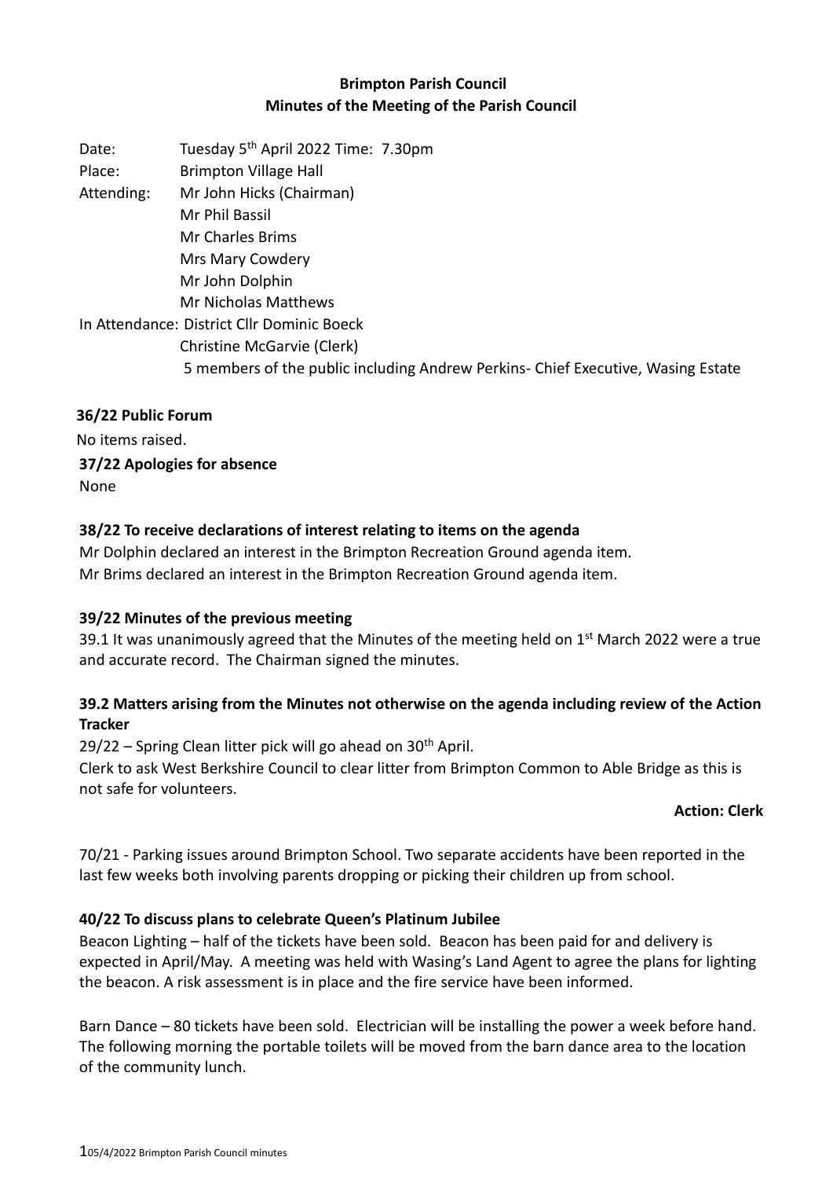# Brimpton Parish Council
## Minutes of the Meeting of the Parish Council

Date: Tuesday 5th April 2022 Time: 7.30pm
Place: Brimpton Village Hall
Attending: Mr John Hicks (Chairman)
Mr Phil Bassil
Mr Charles Brims
Mrs Mary Cowdery
Mr John Dolphin
Mr Nicholas Matthews
In Attendance: District Cllr Dominic Boeck
Christine McGarvie (Clerk)
5 members of the public including Andrew Perkins- Chief Executive, Wasing Estate

**36/22 Public Forum**

No items raised.

**37/22 Apologies for absence**

None

**38/22 To receive declarations of interest relating to items on the agenda**

Mr Dolphin declared an interest in the Brimpton Recreation Ground agenda item.
Mr Brims declared an interest in the Brimpton Recreation Ground agenda item.

**39/22 Minutes of the previous meeting**

39.1 It was unanimously agreed that the Minutes of the meeting held on 1st March 2022 were a true and accurate record. The Chairman signed the minutes.

**39.2 Matters arising from the Minutes not otherwise on the agenda including review of the Action Tracker**

29/22 – Spring Clean litter pick will go ahead on 30th April.
Clerk to ask West Berkshire Council to clear litter from Brimpton Common to Able Bridge as this is not safe for volunteers.

**Action: Clerk**

70/21 - Parking issues around Brimpton School. Two separate accidents have been reported in the last few weeks both involving parents dropping or picking their children up from school.

**40/22 To discuss plans to celebrate Queen's Platinum Jubilee**

Beacon Lighting – half of the tickets have been sold. Beacon has been paid for and delivery is expected in April/May. A meeting was held with Wasing's Land Agent to agree the plans for lighting the beacon. A risk assessment is in place and the fire service have been informed.

Barn Dance – 80 tickets have been sold. Electrician will be installing the power a week before hand. The following morning the portable toilets will be moved from the barn dance area to the location of the community lunch.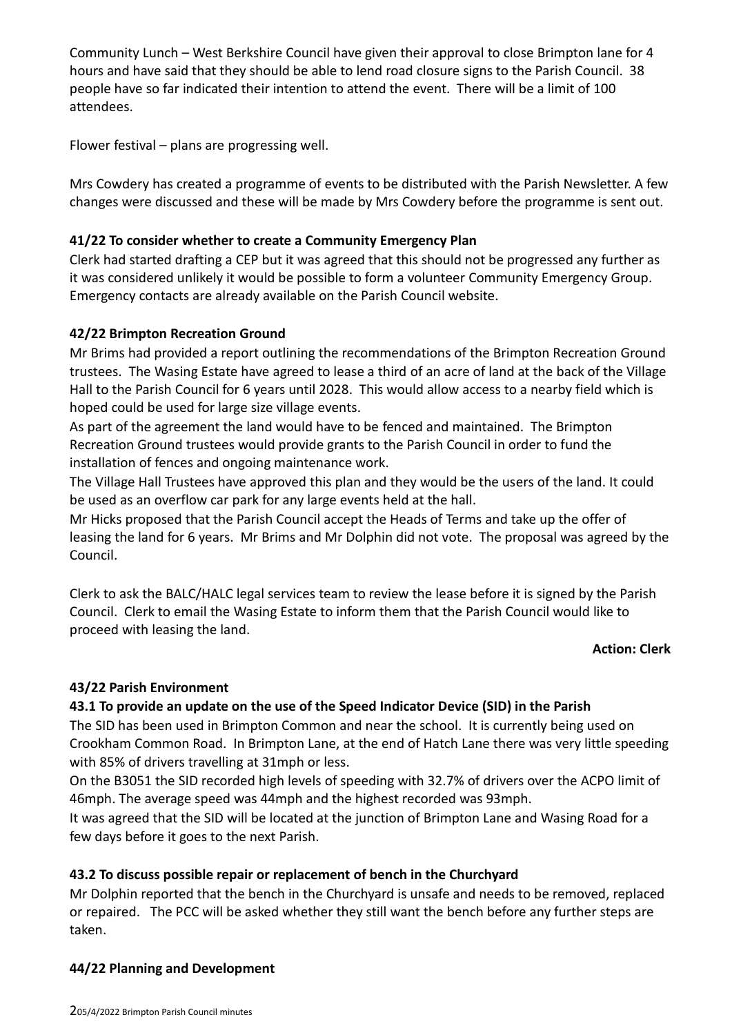Community Lunch – West Berkshire Council have given their approval to close Brimpton lane for 4 hours and have said that they should be able to lend road closure signs to the Parish Council. 38 people have so far indicated their intention to attend the event. There will be a limit of 100 attendees.

Flower festival – plans are progressing well.

Mrs Cowdery has created a programme of events to be distributed with the Parish Newsletter. A few changes were discussed and these will be made by Mrs Cowdery before the programme is sent out.

**41/22 To consider whether to create a Community Emergency Plan**

Clerk had started drafting a CEP but it was agreed that this should not be progressed any further as it was considered unlikely it would be possible to form a volunteer Community Emergency Group. Emergency contacts are already available on the Parish Council website.

**42/22 Brimpton Recreation Ground**

Mr Brims had provided a report outlining the recommendations of the Brimpton Recreation Ground trustees. The Wasing Estate have agreed to lease a third of an acre of land at the back of the Village Hall to the Parish Council for 6 years until 2028. This would allow access to a nearby field which is hoped could be used for large size village events.

As part of the agreement the land would have to be fenced and maintained. The Brimpton Recreation Ground trustees would provide grants to the Parish Council in order to fund the installation of fences and ongoing maintenance work.

The Village Hall Trustees have approved this plan and they would be the users of the land. It could be used as an overflow car park for any large events held at the hall.

Mr Hicks proposed that the Parish Council accept the Heads of Terms and take up the offer of leasing the land for 6 years. Mr Brims and Mr Dolphin did not vote. The proposal was agreed by the Council.

Clerk to ask the BALC/HALC legal services team to review the lease before it is signed by the Parish Council. Clerk to email the Wasing Estate to inform them that the Parish Council would like to proceed with leasing the land.

**Action: Clerk**

**43/22 Parish Environment**

**43.1 To provide an update on the use of the Speed Indicator Device (SID) in the Parish**

The SID has been used in Brimpton Common and near the school. It is currently being used on Crookham Common Road. In Brimpton Lane, at the end of Hatch Lane there was very little speeding with 85% of drivers travelling at 31mph or less.

On the B3051 the SID recorded high levels of speeding with 32.7% of drivers over the ACPO limit of 46mph. The average speed was 44mph and the highest recorded was 93mph.

It was agreed that the SID will be located at the junction of Brimpton Lane and Wasing Road for a few days before it goes to the next Parish.

**43.2 To discuss possible repair or replacement of bench in the Churchyard**

Mr Dolphin reported that the bench in the Churchyard is unsafe and needs to be removed, replaced or repaired. The PCC will be asked whether they still want the bench before any further steps are taken.

**44/22 Planning and Development**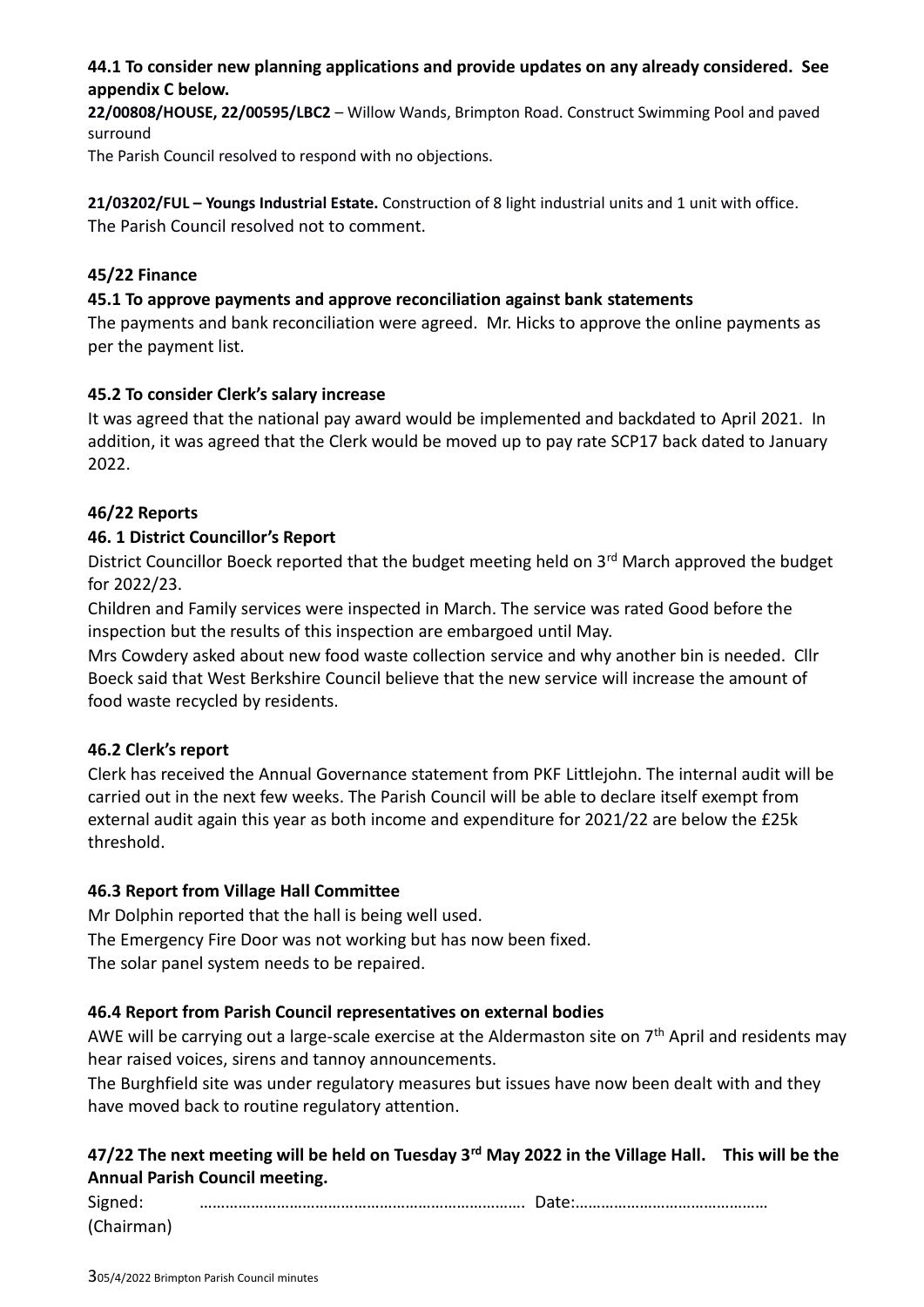**44.1 To consider new planning applications and provide updates on any already considered. See appendix C below.**

**22/00808/HOUSE, 22/00595/LBC2** – Willow Wands, Brimpton Road. Construct Swimming Pool and paved surround

The Parish Council resolved to respond with no objections.

**21/03202/FUL – Youngs Industrial Estate.** Construction of 8 light industrial units and 1 unit with office. The Parish Council resolved not to comment.

**45/22 Finance**

**45.1 To approve payments and approve reconciliation against bank statements**

The payments and bank reconciliation were agreed. Mr. Hicks to approve the online payments as per the payment list.

**45.2 To consider Clerk's salary increase**

It was agreed that the national pay award would be implemented and backdated to April 2021. In addition, it was agreed that the Clerk would be moved up to pay rate SCP17 back dated to January 2022.

**46/22 Reports**

**46. 1 District Councillor's Report**

District Councillor Boeck reported that the budget meeting held on 3rd March approved the budget for 2022/23.

Children and Family services were inspected in March. The service was rated Good before the inspection but the results of this inspection are embargoed until May.

Mrs Cowdery asked about new food waste collection service and why another bin is needed. Cllr Boeck said that West Berkshire Council believe that the new service will increase the amount of food waste recycled by residents.

**46.2 Clerk's report**

Clerk has received the Annual Governance statement from PKF Littlejohn. The internal audit will be carried out in the next few weeks. The Parish Council will be able to declare itself exempt from external audit again this year as both income and expenditure for 2021/22 are below the £25k threshold.

**46.3 Report from Village Hall Committee**

Mr Dolphin reported that the hall is being well used.

The Emergency Fire Door was not working but has now been fixed.

The solar panel system needs to be repaired.

**46.4 Report from Parish Council representatives on external bodies**

AWE will be carrying out a large-scale exercise at the Aldermaston site on 7th April and residents may hear raised voices, sirens and tannoy announcements.

The Burghfield site was under regulatory measures but issues have now been dealt with and they have moved back to routine regulatory attention.

**47/22 The next meeting will be held on Tuesday 3rd May 2022 in the Village Hall. This will be the Annual Parish Council meeting.**

Signed: ………………………………………………………………. Date:………………………………………
(Chairman)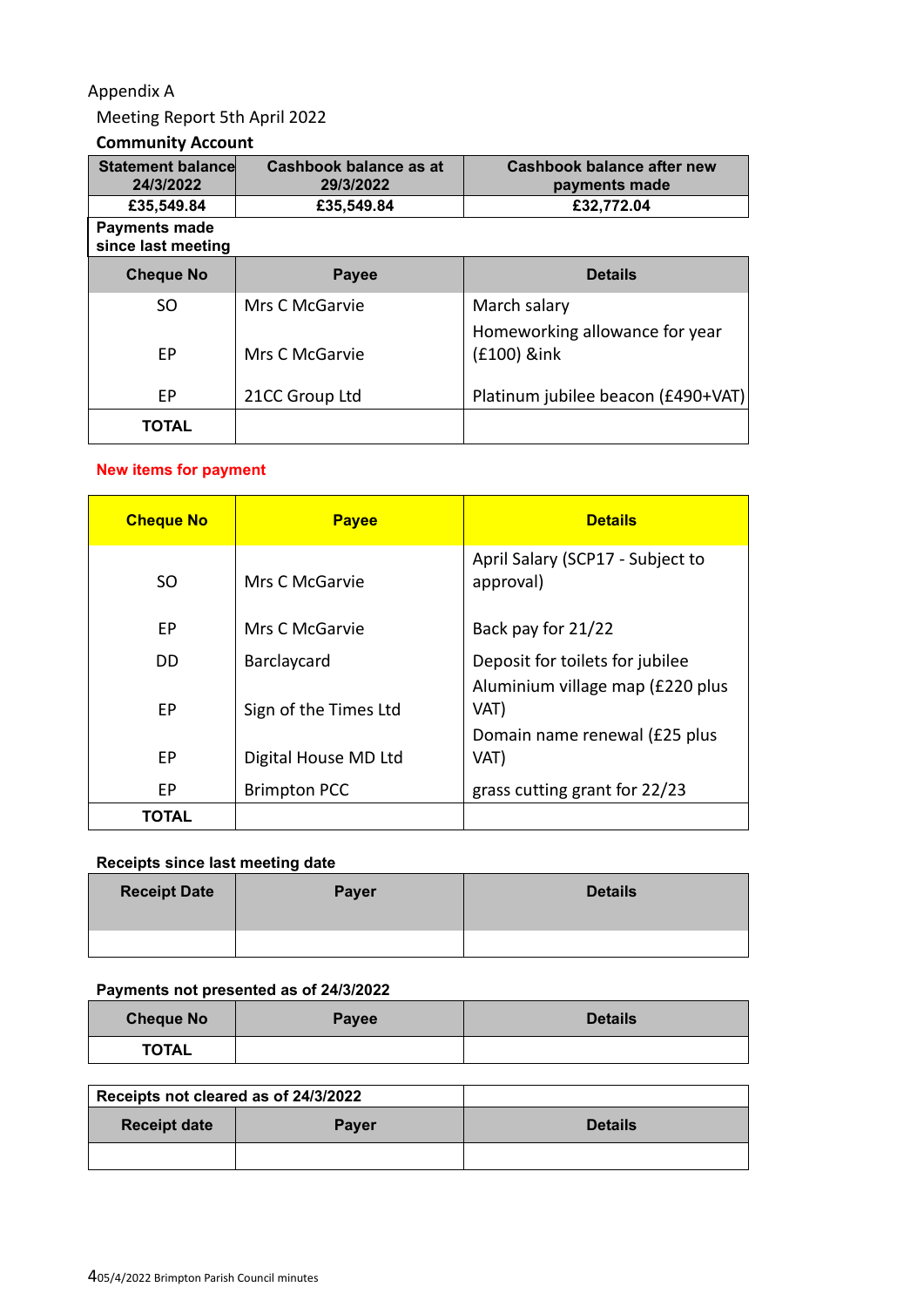Appendix A

Meeting Report 5th April 2022

**Community Account**

| Statement balance 24/3/2022 | Cashbook balance as at 29/3/2022 | Cashbook balance after new payments made |
|---|---|---|
| £35,549.84 | £35,549.84 | £32,772.04 |

**Payments made since last meeting**

| Cheque No | Payee | Details |
|---|---|---|
| SO | Mrs C McGarvie | March salary |
| EP | Mrs C McGarvie | Homeworking allowance for year (£100) &ink |
| EP | 21CC Group Ltd | Platinum jubilee beacon (£490+VAT) |
| **TOTAL** | | |

**New items for payment**

| Cheque No | Payee | Details |
|---|---|---|
| SO | Mrs C McGarvie | April Salary (SCP17 - Subject to approval) |
| EP | Mrs C McGarvie | Back pay for 21/22 |
| DD | Barclaycard | Deposit for toilets for jubilee |
| EP | Sign of the Times Ltd | Aluminium village map (£220 plus VAT) |
| EP | Digital House MD Ltd | Domain name renewal (£25 plus VAT) |
| EP | Brimpton PCC | grass cutting grant for 22/23 |
| **TOTAL** | | |

**Receipts since last meeting date**

| Receipt Date | Payer | Details |
|---|---|---|
| | | |

**Payments not presented as of 24/3/2022**

| Cheque No | Payee | Details |
|---|---|---|
| **TOTAL** | | |

**Receipts not cleared as of 24/3/2022**

| Receipt date | Payer | Details |
|---|---|---|
| | | |

05/4/2022 Brimpton Parish Council minutes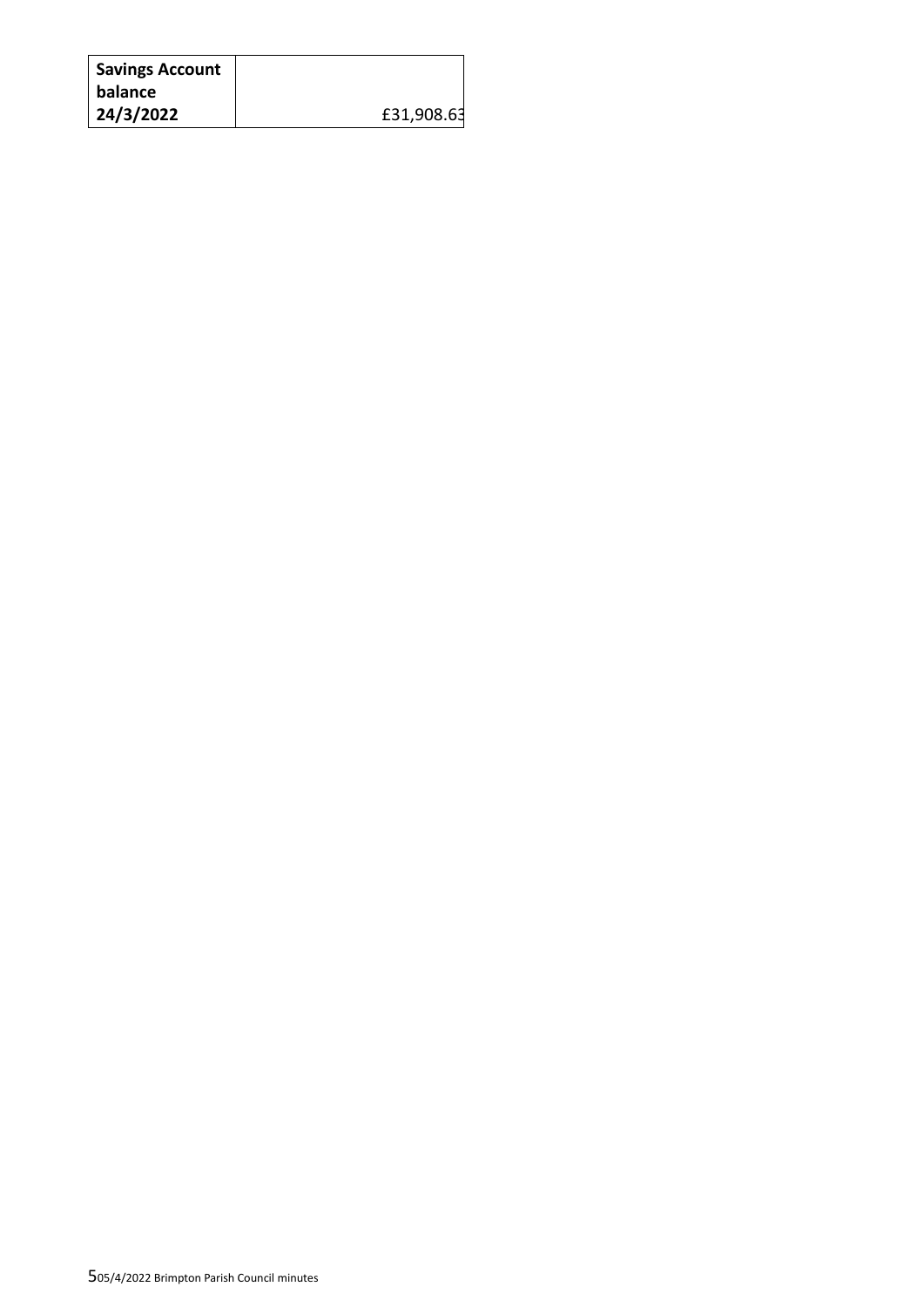| **Savings Account balance 24/3/2022** | £31,908.63 |
|---|---|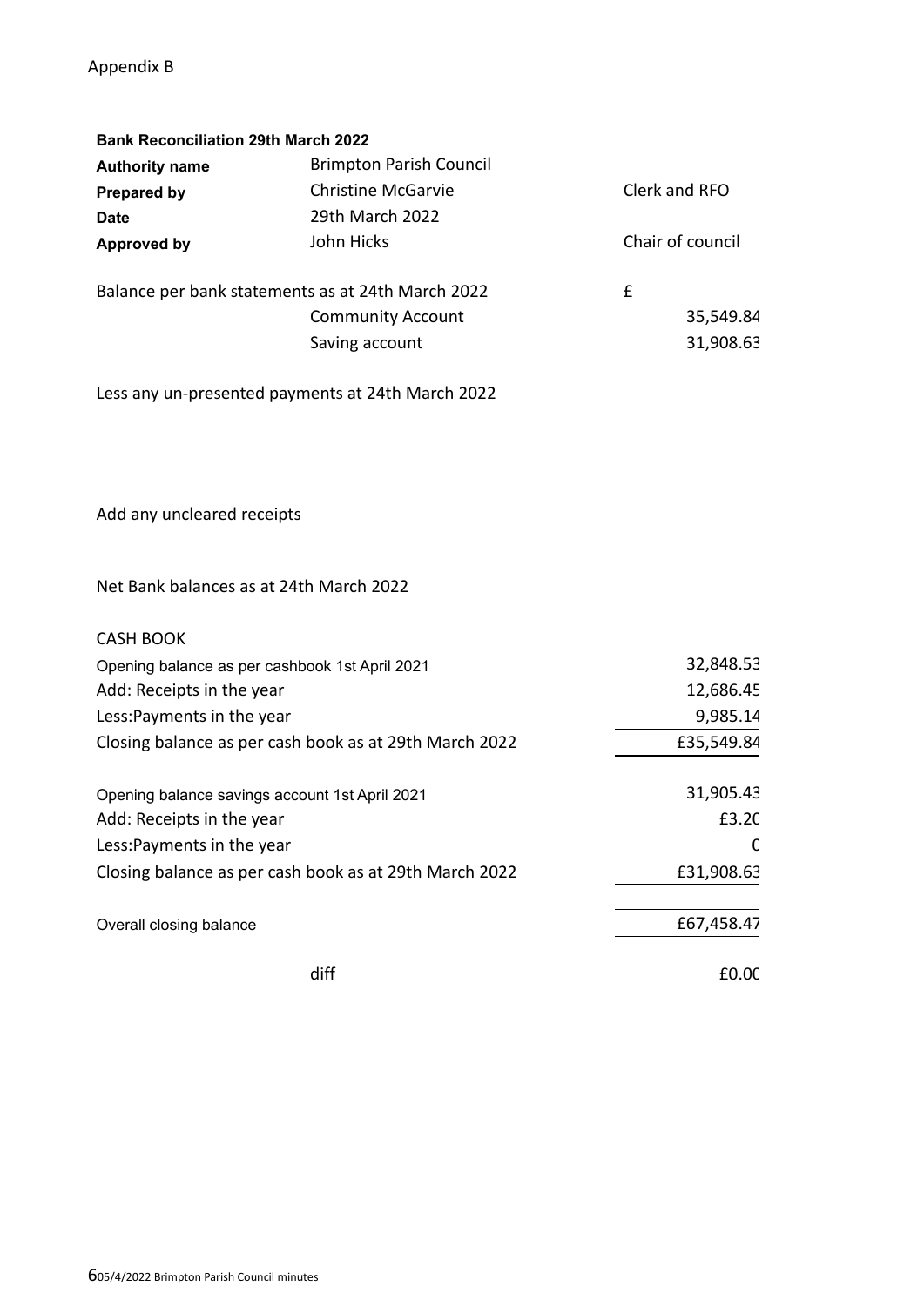Appendix B

**Bank Reconciliation 29th March 2022**

| | | | |
|---|---|---|---|
| **Authority name** | Brimpton Parish Council | | |
| **Prepared by** | Christine McGarvie | Clerk and RFO | |
| **Date** | 29th March 2022 | | |
| **Approved by** | John Hicks | Chair of council | |

| | | | |
|---|---|---|---|
| Balance per bank statements as at 24th March 2022 | | £ | |
| | Community Account | | 35,549.84 |
| | Saving account | | 31,908.63 |
| Less any un-presented payments at 24th March 2022 | | | |
| Add any uncleared receipts | | | |
| Net Bank balances as at 24th March 2022 | | | |

CASH BOOK

| | |
|---|---|
| Opening balance as per cashbook 1st April 2021 | 32,848.53 |
| Add: Receipts in the year | 12,686.45 |
| Less:Payments in the year | 9,985.14 |
| Closing balance as per cash book as at 29th March 2022 | £35,549.84 |
| Opening balance savings account 1st April 2021 | 31,905.43 |
| Add: Receipts in the year | £3.20 |
| Less:Payments in the year | 0 |
| Closing balance as per cash book as at 29th March 2022 | £31,908.63 |
| Overall closing balance | £67,458.47 |
| diff | £0.00 |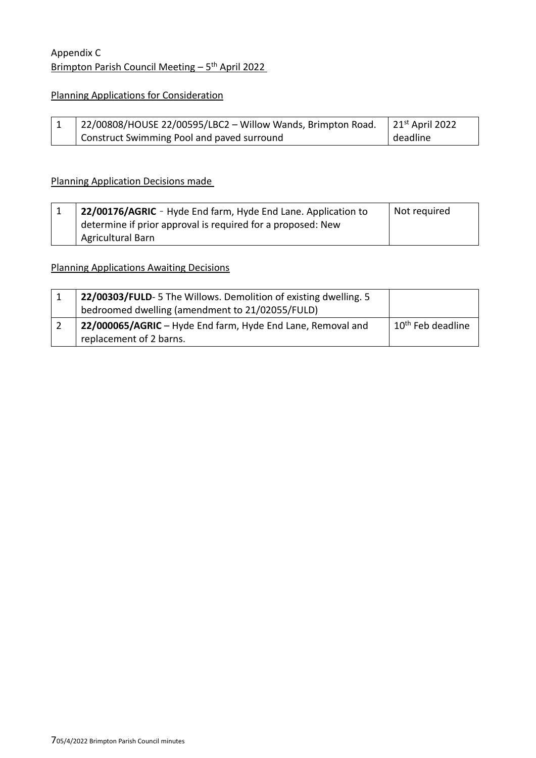Appendix C

Brimpton Parish Council Meeting – 5th April 2022

Planning Applications for Consideration

| | | |
|---|---|---|
| 1 | 22/00808/HOUSE 22/00595/LBC2 – Willow Wands, Brimpton Road. Construct Swimming Pool and paved surround | 21st April 2022 deadline |

Planning Application Decisions made

| | | |
|---|---|---|
| 1 | **22/00176/AGRIC** - Hyde End farm, Hyde End Lane. Application to determine if prior approval is required for a proposed: New Agricultural Barn | Not required |

Planning Applications Awaiting Decisions

| | | |
|---|---|---|
| 1 | **22/00303/FULD**- 5 The Willows. Demolition of existing dwelling. 5 bedroomed dwelling (amendment to 21/02055/FULD) | |
| 2 | **22/000065/AGRIC** – Hyde End farm, Hyde End Lane, Removal and replacement of 2 barns. | 10th Feb deadline |